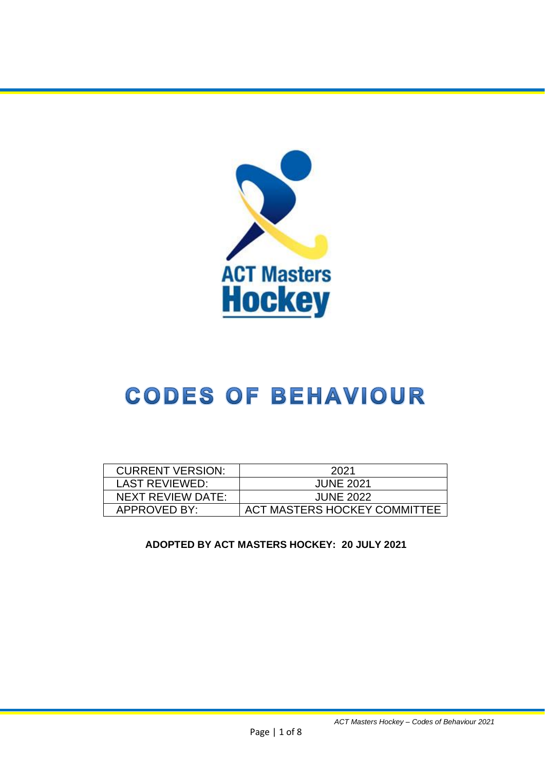# CODES OF BEHAVIOUR

| CURRENT VERSION: | 2021 |
| --- | --- |
| LAST REVIEWED: | JUNE 2021 |
| NEXT REVIEW DATE: | JUNE 2022 |
| APPROVED BY: | ACT MASTERS HOCKEY COMMITTEE |

**ADOPTED BY ACT MASTERS HOCKEY: 20 JULY 2021**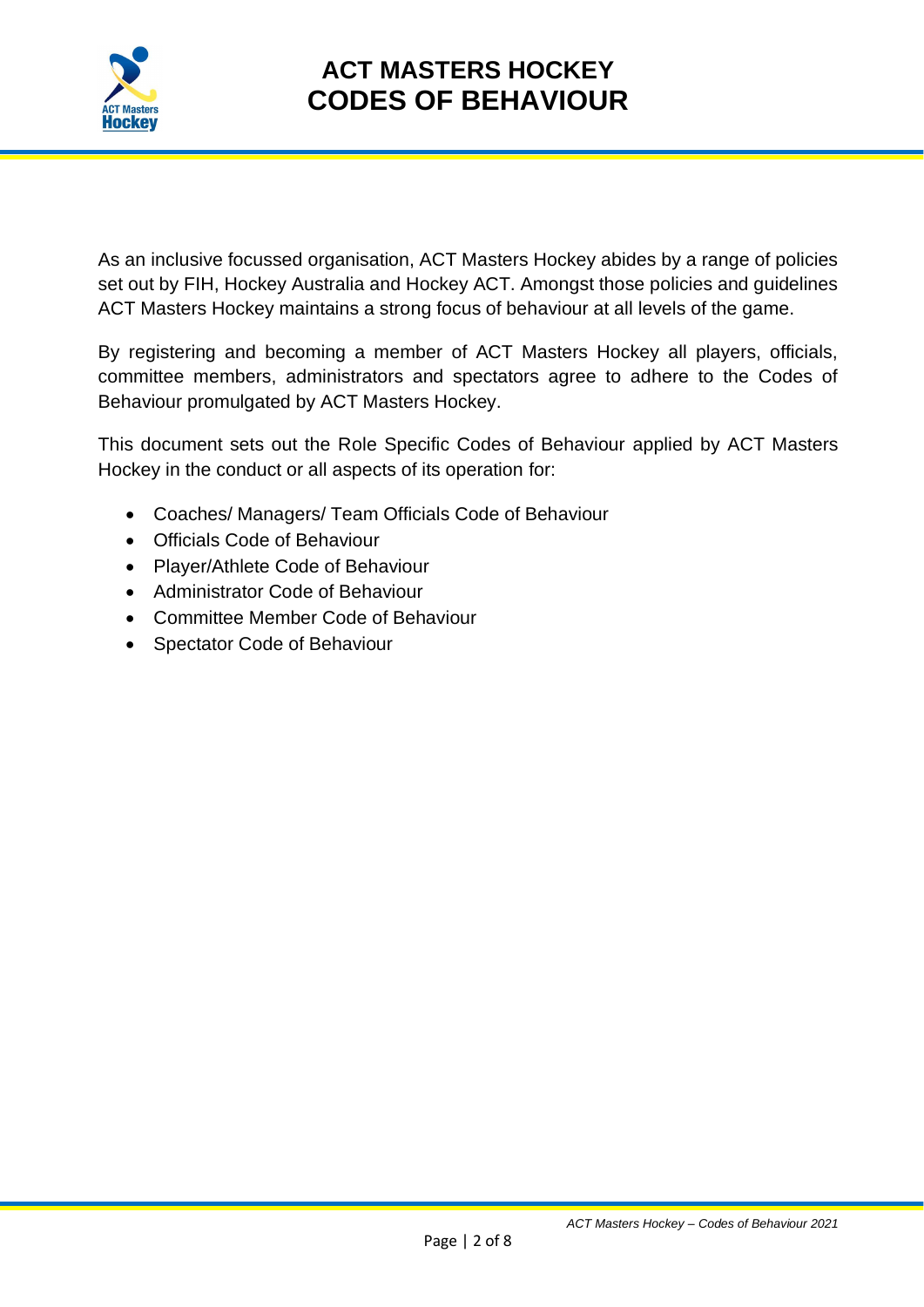# ACT MASTERS HOCKEY
# CODES OF BEHAVIOUR

As an inclusive focussed organisation, ACT Masters Hockey abides by a range of policies set out by FIH, Hockey Australia and Hockey ACT. Amongst those policies and guidelines ACT Masters Hockey maintains a strong focus of behaviour at all levels of the game.

By registering and becoming a member of ACT Masters Hockey all players, officials, committee members, administrators and spectators agree to adhere to the Codes of Behaviour promulgated by ACT Masters Hockey.

This document sets out the Role Specific Codes of Behaviour applied by ACT Masters Hockey in the conduct or all aspects of its operation for:

- Coaches/ Managers/ Team Officials Code of Behaviour
- Officials Code of Behaviour
- Player/Athlete Code of Behaviour
- Administrator Code of Behaviour
- Committee Member Code of Behaviour
- Spectator Code of Behaviour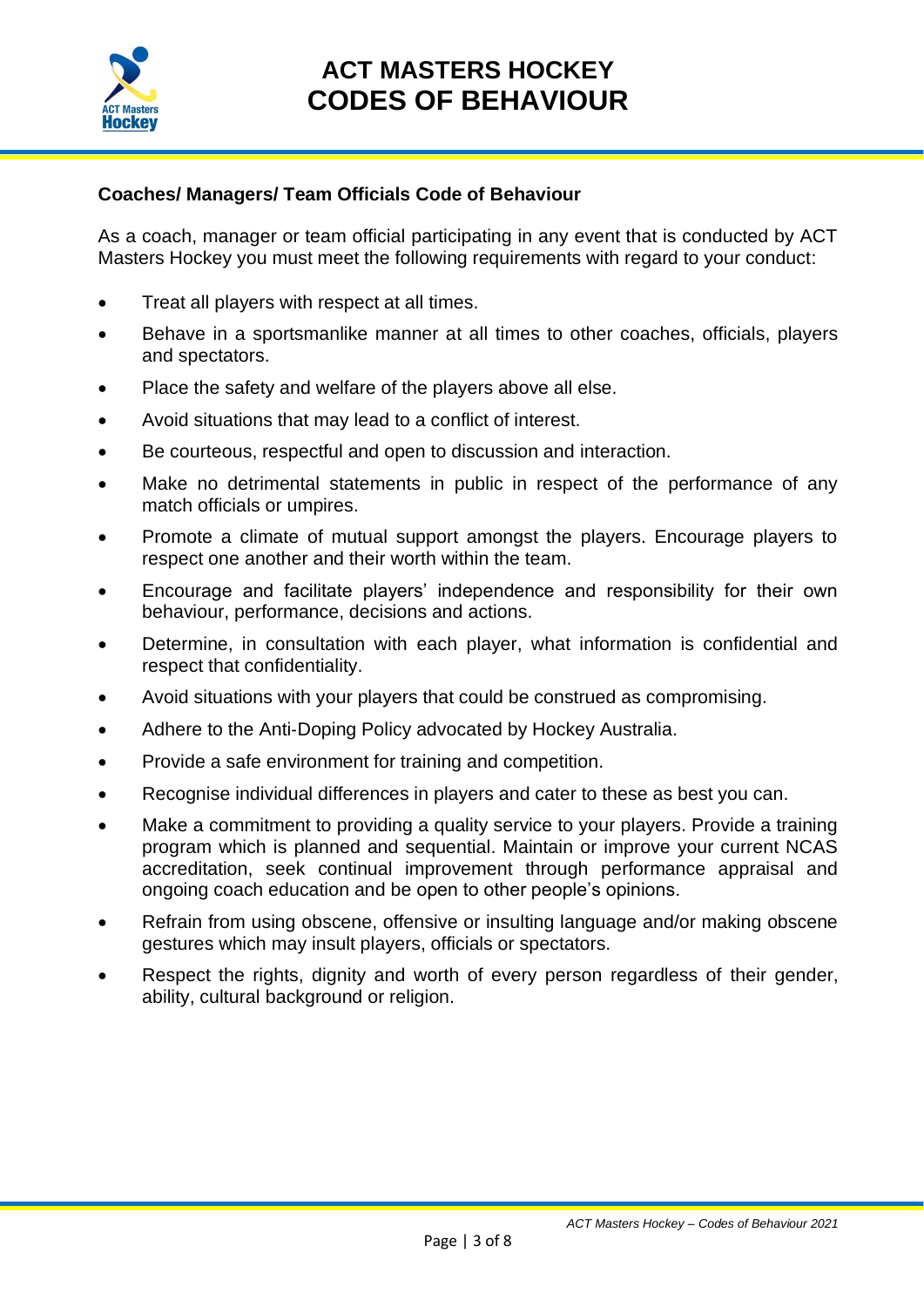# ACT MASTERS HOCKEY CODES OF BEHAVIOUR

### Coaches/ Managers/ Team Officials Code of Behaviour

As a coach, manager or team official participating in any event that is conducted by ACT Masters Hockey you must meet the following requirements with regard to your conduct:

- Treat all players with respect at all times.
- Behave in a sportsmanlike manner at all times to other coaches, officials, players and spectators.
- Place the safety and welfare of the players above all else.
- Avoid situations that may lead to a conflict of interest.
- Be courteous, respectful and open to discussion and interaction.
- Make no detrimental statements in public in respect of the performance of any match officials or umpires.
- Promote a climate of mutual support amongst the players. Encourage players to respect one another and their worth within the team.
- Encourage and facilitate players' independence and responsibility for their own behaviour, performance, decisions and actions.
- Determine, in consultation with each player, what information is confidential and respect that confidentiality.
- Avoid situations with your players that could be construed as compromising.
- Adhere to the Anti-Doping Policy advocated by Hockey Australia.
- Provide a safe environment for training and competition.
- Recognise individual differences in players and cater to these as best you can.
- Make a commitment to providing a quality service to your players. Provide a training program which is planned and sequential. Maintain or improve your current NCAS accreditation, seek continual improvement through performance appraisal and ongoing coach education and be open to other people's opinions.
- Refrain from using obscene, offensive or insulting language and/or making obscene gestures which may insult players, officials or spectators.
- Respect the rights, dignity and worth of every person regardless of their gender, ability, cultural background or religion.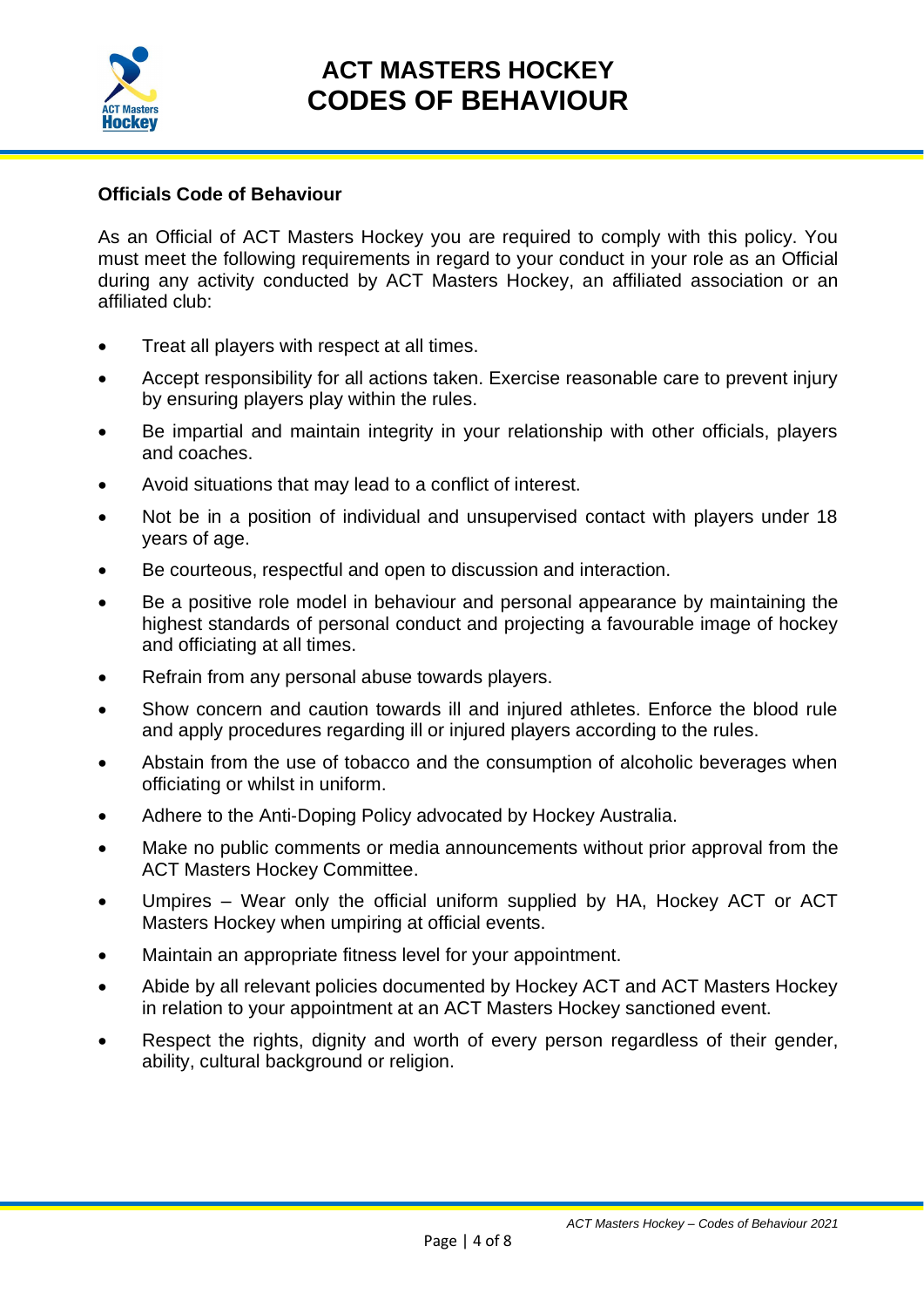# ACT MASTERS HOCKEY CODES OF BEHAVIOUR

**Officials Code of Behaviour**

As an Official of ACT Masters Hockey you are required to comply with this policy. You must meet the following requirements in regard to your conduct in your role as an Official during any activity conducted by ACT Masters Hockey, an affiliated association or an affiliated club:

- Treat all players with respect at all times.
- Accept responsibility for all actions taken. Exercise reasonable care to prevent injury by ensuring players play within the rules.
- Be impartial and maintain integrity in your relationship with other officials, players and coaches.
- Avoid situations that may lead to a conflict of interest.
- Not be in a position of individual and unsupervised contact with players under 18 years of age.
- Be courteous, respectful and open to discussion and interaction.
- Be a positive role model in behaviour and personal appearance by maintaining the highest standards of personal conduct and projecting a favourable image of hockey and officiating at all times.
- Refrain from any personal abuse towards players.
- Show concern and caution towards ill and injured athletes. Enforce the blood rule and apply procedures regarding ill or injured players according to the rules.
- Abstain from the use of tobacco and the consumption of alcoholic beverages when officiating or whilst in uniform.
- Adhere to the Anti-Doping Policy advocated by Hockey Australia.
- Make no public comments or media announcements without prior approval from the ACT Masters Hockey Committee.
- Umpires – Wear only the official uniform supplied by HA, Hockey ACT or ACT Masters Hockey when umpiring at official events.
- Maintain an appropriate fitness level for your appointment.
- Abide by all relevant policies documented by Hockey ACT and ACT Masters Hockey in relation to your appointment at an ACT Masters Hockey sanctioned event.
- Respect the rights, dignity and worth of every person regardless of their gender, ability, cultural background or religion.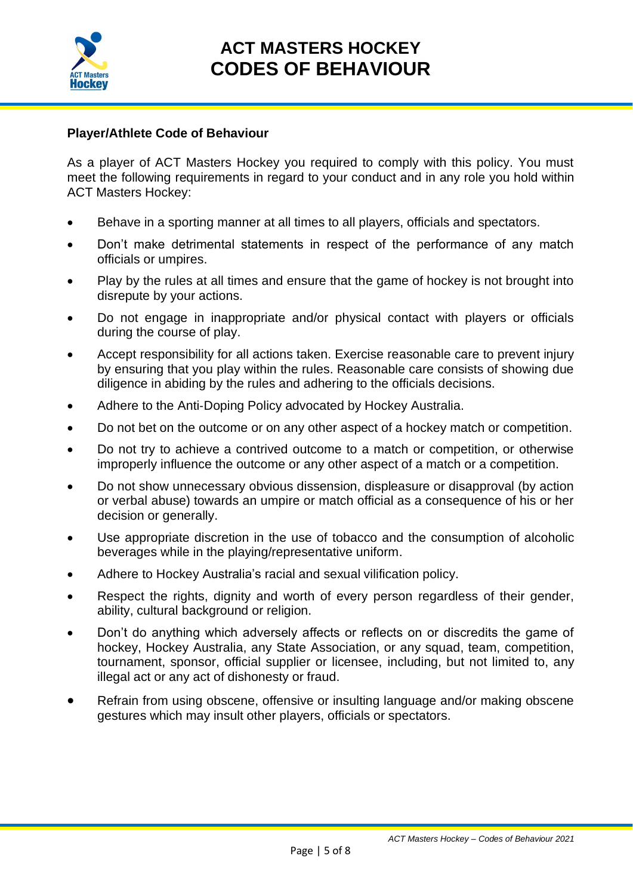# ACT MASTERS HOCKEY CODES OF BEHAVIOUR

## Player/Athlete Code of Behaviour

As a player of ACT Masters Hockey you required to comply with this policy. You must meet the following requirements in regard to your conduct and in any role you hold within ACT Masters Hockey:

- Behave in a sporting manner at all times to all players, officials and spectators.
- Don't make detrimental statements in respect of the performance of any match officials or umpires.
- Play by the rules at all times and ensure that the game of hockey is not brought into disrepute by your actions.
- Do not engage in inappropriate and/or physical contact with players or officials during the course of play.
- Accept responsibility for all actions taken. Exercise reasonable care to prevent injury by ensuring that you play within the rules. Reasonable care consists of showing due diligence in abiding by the rules and adhering to the officials decisions.
- Adhere to the Anti-Doping Policy advocated by Hockey Australia.
- Do not bet on the outcome or on any other aspect of a hockey match or competition.
- Do not try to achieve a contrived outcome to a match or competition, or otherwise improperly influence the outcome or any other aspect of a match or a competition.
- Do not show unnecessary obvious dissension, displeasure or disapproval (by action or verbal abuse) towards an umpire or match official as a consequence of his or her decision or generally.
- Use appropriate discretion in the use of tobacco and the consumption of alcoholic beverages while in the playing/representative uniform.
- Adhere to Hockey Australia's racial and sexual vilification policy.
- Respect the rights, dignity and worth of every person regardless of their gender, ability, cultural background or religion.
- Don't do anything which adversely affects or reflects on or discredits the game of hockey, Hockey Australia, any State Association, or any squad, team, competition, tournament, sponsor, official supplier or licensee, including, but not limited to, any illegal act or any act of dishonesty or fraud.
- Refrain from using obscene, offensive or insulting language and/or making obscene gestures which may insult other players, officials or spectators.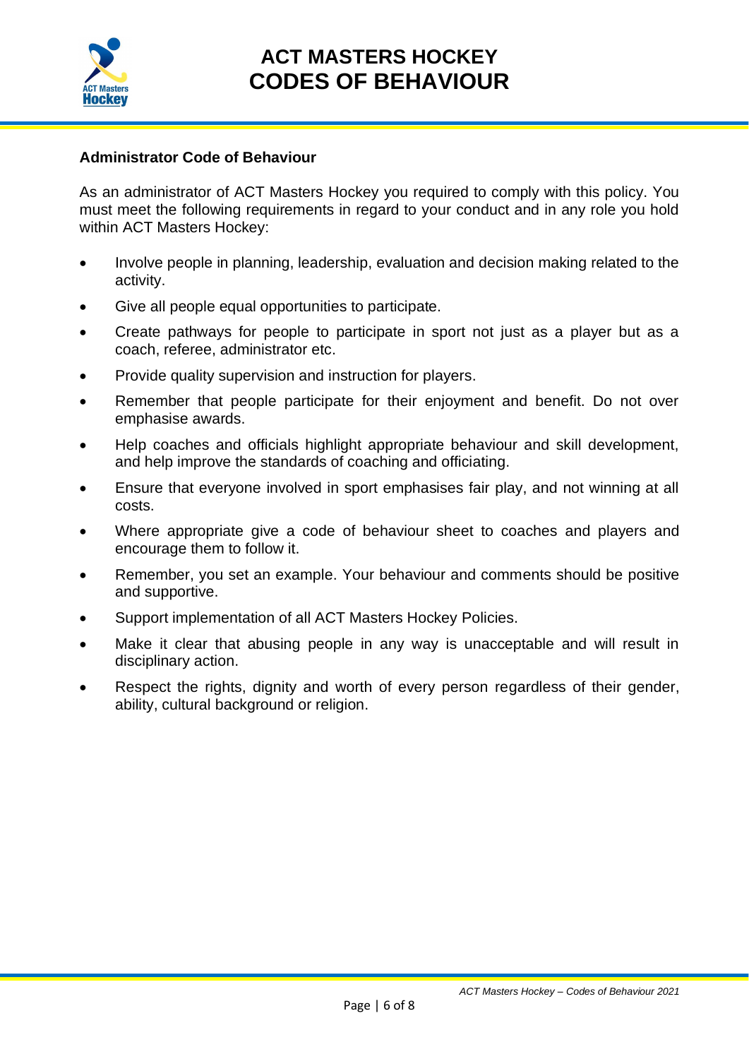## Administrator Code of Behaviour

As an administrator of ACT Masters Hockey you required to comply with this policy. You must meet the following requirements in regard to your conduct and in any role you hold within ACT Masters Hockey:

- Involve people in planning, leadership, evaluation and decision making related to the activity.
- Give all people equal opportunities to participate.
- Create pathways for people to participate in sport not just as a player but as a coach, referee, administrator etc.
- Provide quality supervision and instruction for players.
- Remember that people participate for their enjoyment and benefit. Do not over emphasise awards.
- Help coaches and officials highlight appropriate behaviour and skill development, and help improve the standards of coaching and officiating.
- Ensure that everyone involved in sport emphasises fair play, and not winning at all costs.
- Where appropriate give a code of behaviour sheet to coaches and players and encourage them to follow it.
- Remember, you set an example. Your behaviour and comments should be positive and supportive.
- Support implementation of all ACT Masters Hockey Policies.
- Make it clear that abusing people in any way is unacceptable and will result in disciplinary action.
- Respect the rights, dignity and worth of every person regardless of their gender, ability, cultural background or religion.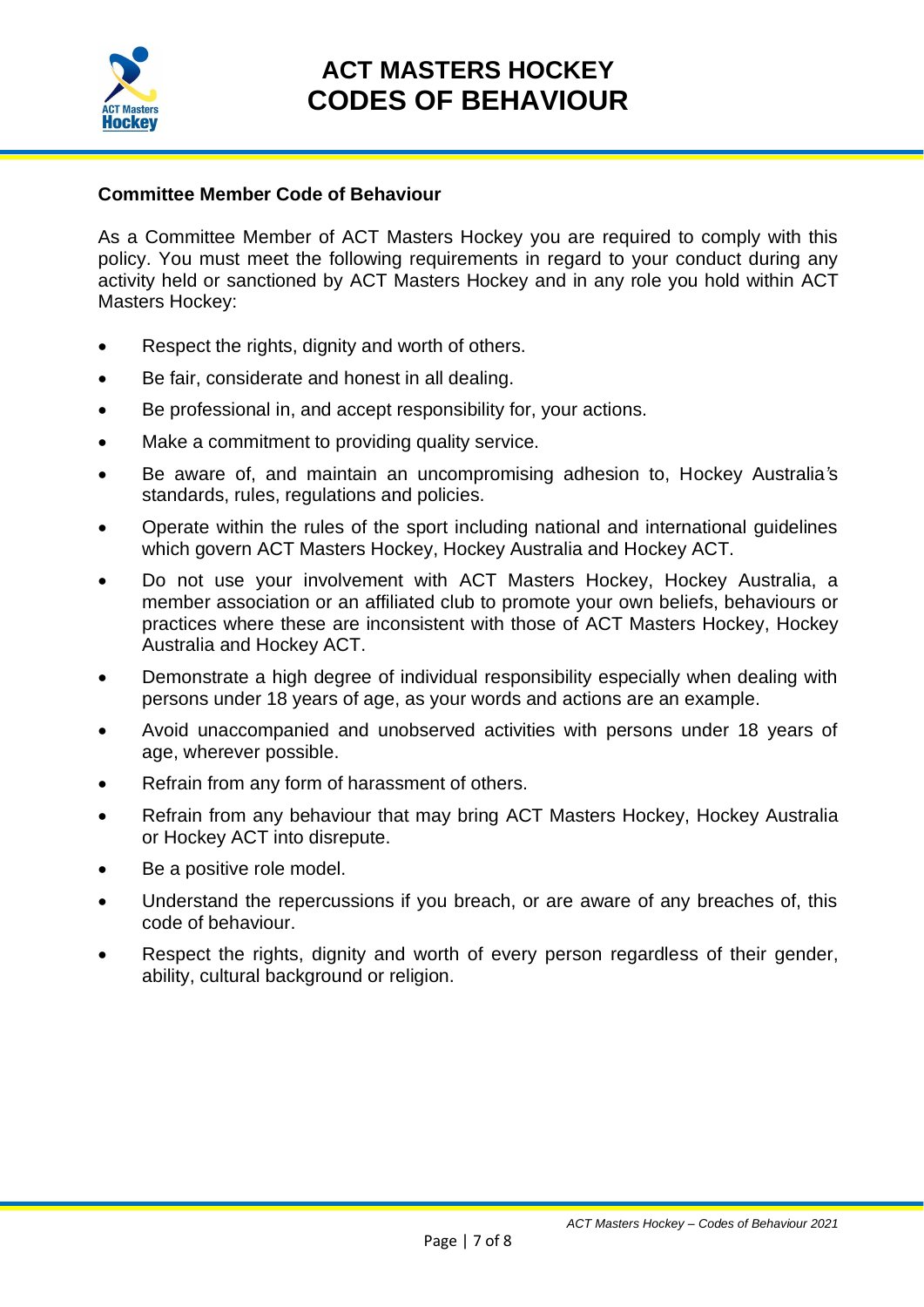### Committee Member Code of Behaviour

As a Committee Member of ACT Masters Hockey you are required to comply with this policy. You must meet the following requirements in regard to your conduct during any activity held or sanctioned by ACT Masters Hockey and in any role you hold within ACT Masters Hockey:

- Respect the rights, dignity and worth of others.
- Be fair, considerate and honest in all dealing.
- Be professional in, and accept responsibility for, your actions.
- Make a commitment to providing quality service.
- Be aware of, and maintain an uncompromising adhesion to, Hockey Australia's standards, rules, regulations and policies.
- Operate within the rules of the sport including national and international guidelines which govern ACT Masters Hockey, Hockey Australia and Hockey ACT.
- Do not use your involvement with ACT Masters Hockey, Hockey Australia, a member association or an affiliated club to promote your own beliefs, behaviours or practices where these are inconsistent with those of ACT Masters Hockey, Hockey Australia and Hockey ACT.
- Demonstrate a high degree of individual responsibility especially when dealing with persons under 18 years of age, as your words and actions are an example.
- Avoid unaccompanied and unobserved activities with persons under 18 years of age, wherever possible.
- Refrain from any form of harassment of others.
- Refrain from any behaviour that may bring ACT Masters Hockey, Hockey Australia or Hockey ACT into disrepute.
- Be a positive role model.
- Understand the repercussions if you breach, or are aware of any breaches of, this code of behaviour.
- Respect the rights, dignity and worth of every person regardless of their gender, ability, cultural background or religion.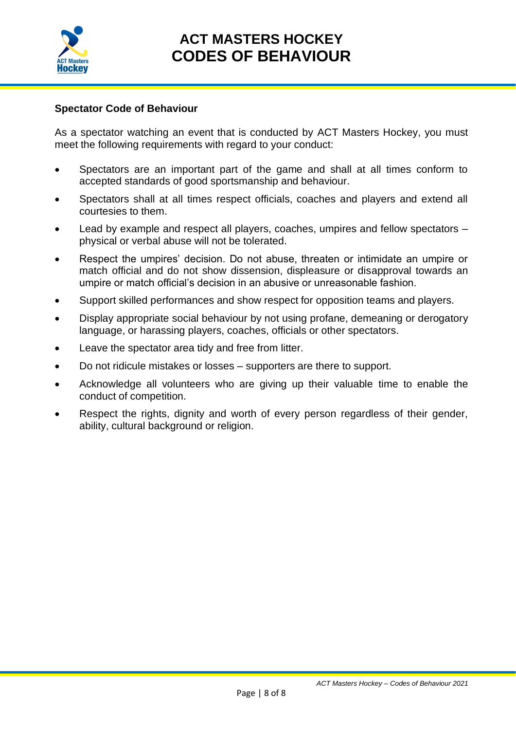### Spectator Code of Behaviour

As a spectator watching an event that is conducted by ACT Masters Hockey, you must meet the following requirements with regard to your conduct:

- Spectators are an important part of the game and shall at all times conform to accepted standards of good sportsmanship and behaviour.
- Spectators shall at all times respect officials, coaches and players and extend all courtesies to them.
- Lead by example and respect all players, coaches, umpires and fellow spectators – physical or verbal abuse will not be tolerated.
- Respect the umpires' decision. Do not abuse, threaten or intimidate an umpire or match official and do not show dissension, displeasure or disapproval towards an umpire or match official's decision in an abusive or unreasonable fashion.
- Support skilled performances and show respect for opposition teams and players.
- Display appropriate social behaviour by not using profane, demeaning or derogatory language, or harassing players, coaches, officials or other spectators.
- Leave the spectator area tidy and free from litter.
- Do not ridicule mistakes or losses – supporters are there to support.
- Acknowledge all volunteers who are giving up their valuable time to enable the conduct of competition.
- Respect the rights, dignity and worth of every person regardless of their gender, ability, cultural background or religion.